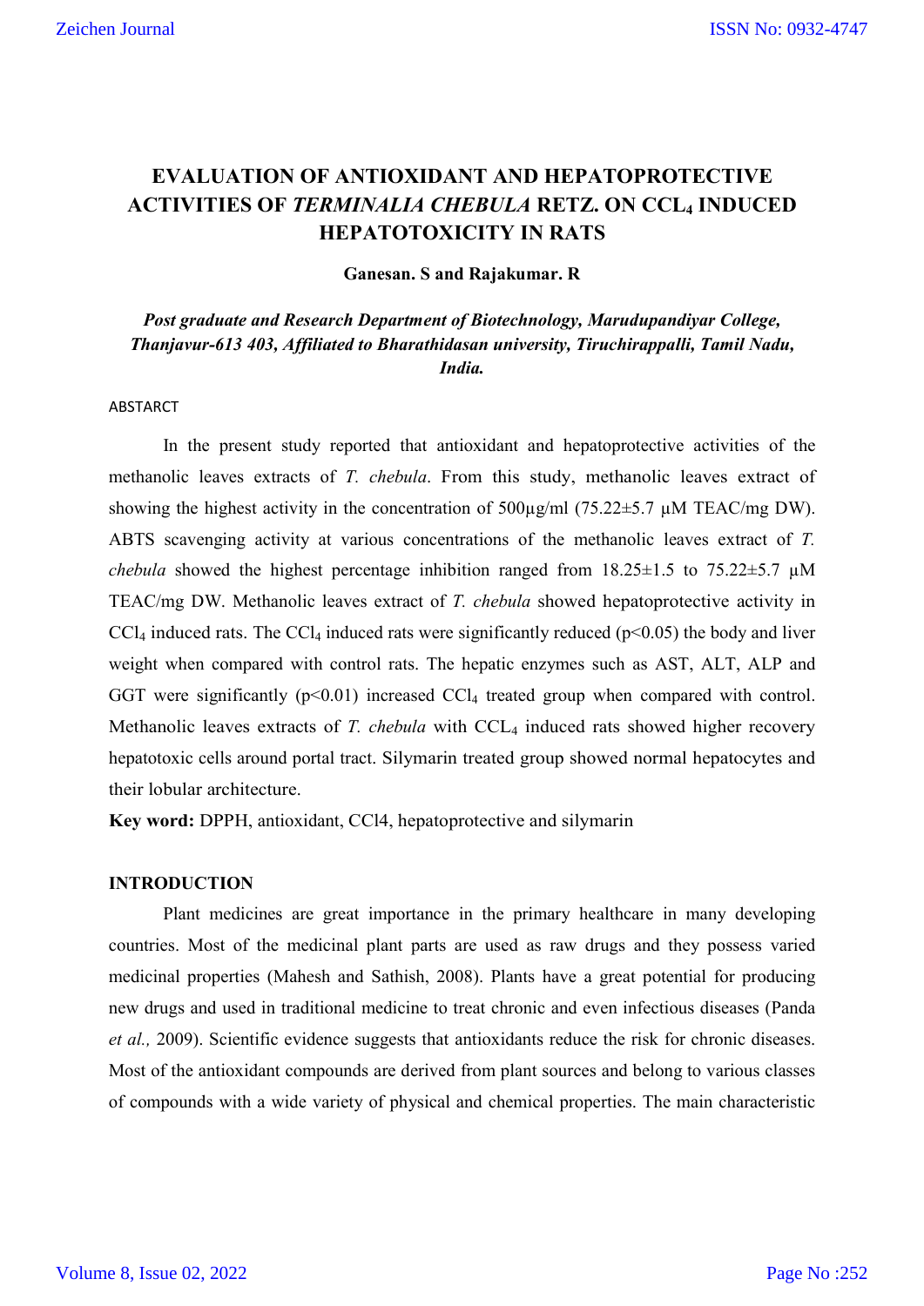# EVALUATION OF ANTIOXIDANT AND HEPATOPROTECTIVE ACTIVITIES OF *TERMINALIA CHEBULA* RETZ. ON $CCL_4$ INDUCED HEPATOTOXICITY IN RATS

**Ganesan. S and Rajakumar. R**

***Post graduate and Research Department of Biotechnology, Marudupandiyar College, Thanjavur-613 403, Affiliated to Bharathidasan university, Tiruchirappalli, Tamil Nadu, India.***

ABSTARCT

In the present study reported that antioxidant and hepatoprotective activities of the methanolic leaves extracts of *T. chebula*. From this study, methanolic leaves extract of showing the highest activity in the concentration of 500µg/ml (75.22±5.7 µM TEAC/mg DW). ABTS scavenging activity at various concentrations of the methanolic leaves extract of *T. chebula* showed the highest percentage inhibition ranged from 18.25±1.5 to 75.22±5.7 µM TEAC/mg DW. Methanolic leaves extract of *T. chebula* showed hepatoprotective activity in $CCl_4$ induced rats. The $CCl_4$ induced rats were significantly reduced ($p<0.05$) the body and liver weight when compared with control rats. The hepatic enzymes such as AST, ALT, ALP and GGT were significantly ($p<0.01$) increased $CCl_4$ treated group when compared with control. Methanolic leaves extracts of *T. chebula* with $CCL_4$ induced rats showed higher recovery hepatotoxic cells around portal tract. Silymarin treated group showed normal hepatocytes and their lobular architecture.

**Key word:** DPPH, antioxidant, CCl4, hepatoprotective and silymarin

## INTRODUCTION

Plant medicines are great importance in the primary healthcare in many developing countries. Most of the medicinal plant parts are used as raw drugs and they possess varied medicinal properties (Mahesh and Sathish, 2008). Plants have a great potential for producing new drugs and used in traditional medicine to treat chronic and even infectious diseases (Panda *et al.,* 2009). Scientific evidence suggests that antioxidants reduce the risk for chronic diseases. Most of the antioxidant compounds are derived from plant sources and belong to various classes of compounds with a wide variety of physical and chemical properties. The main characteristic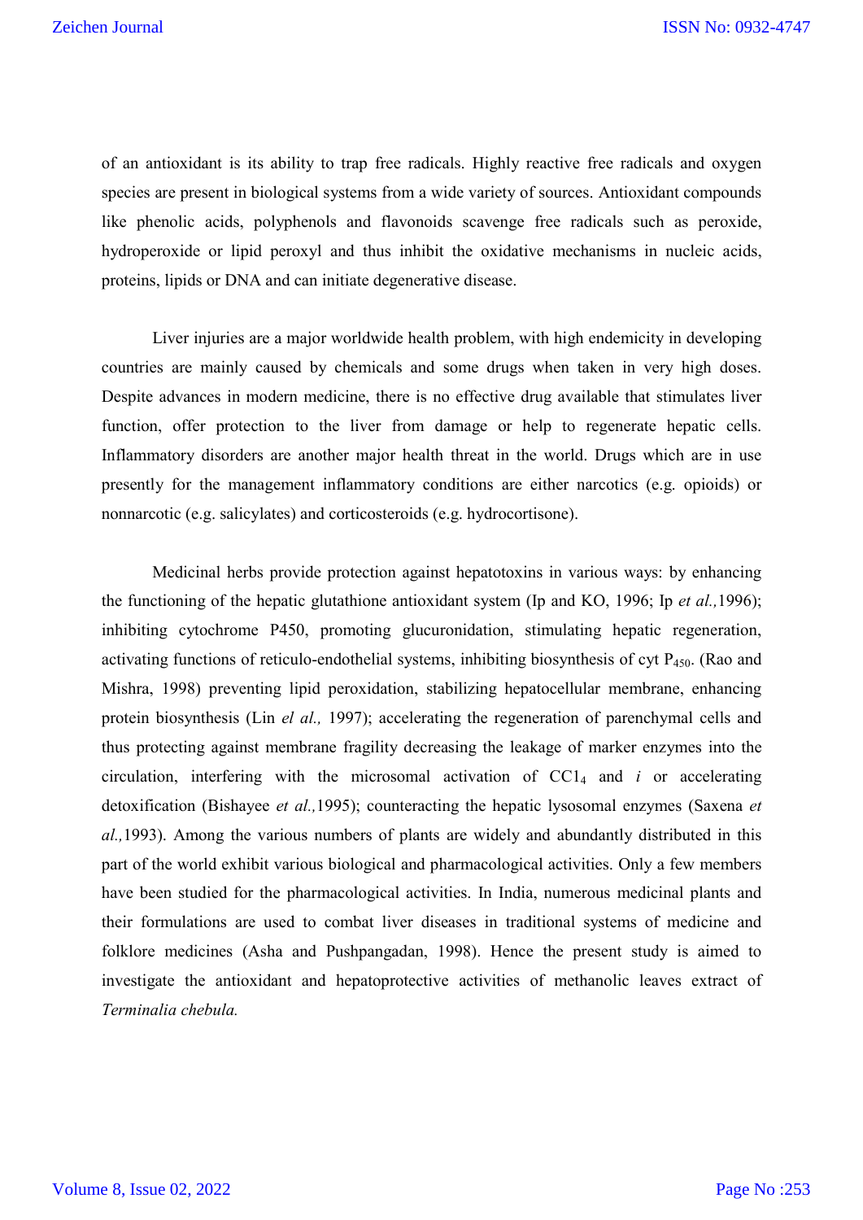of an antioxidant is its ability to trap free radicals. Highly reactive free radicals and oxygen species are present in biological systems from a wide variety of sources. Antioxidant compounds like phenolic acids, polyphenols and flavonoids scavenge free radicals such as peroxide, hydroperoxide or lipid peroxyl and thus inhibit the oxidative mechanisms in nucleic acids, proteins, lipids or DNA and can initiate degenerative disease.

Liver injuries are a major worldwide health problem, with high endemicity in developing countries are mainly caused by chemicals and some drugs when taken in very high doses. Despite advances in modern medicine, there is no effective drug available that stimulates liver function, offer protection to the liver from damage or help to regenerate hepatic cells. Inflammatory disorders are another major health threat in the world. Drugs which are in use presently for the management inflammatory conditions are either narcotics (e.g. opioids) or nonnarcotic (e.g. salicylates) and corticosteroids (e.g. hydrocortisone).

Medicinal herbs provide protection against hepatotoxins in various ways: by enhancing the functioning of the hepatic glutathione antioxidant system (Ip and KO, 1996; Ip *et al.,*1996); inhibiting cytochrome P450, promoting glucuronidation, stimulating hepatic regeneration, activating functions of reticulo-endothelial systems, inhibiting biosynthesis of cyt $P_{450}$. (Rao and Mishra, 1998) preventing lipid peroxidation, stabilizing hepatocellular membrane, enhancing protein biosynthesis (Lin *el al.,* 1997); accelerating the regeneration of parenchymal cells and thus protecting against membrane fragility decreasing the leakage of marker enzymes into the circulation, interfering with the microsomal activation of $CC1_4$ and *i* or accelerating detoxification (Bishayee *et al.,*1995); counteracting the hepatic lysosomal enzymes (Saxena *et al.,*1993). Among the various numbers of plants are widely and abundantly distributed in this part of the world exhibit various biological and pharmacological activities. Only a few members have been studied for the pharmacological activities. In India, numerous medicinal plants and their formulations are used to combat liver diseases in traditional systems of medicine and folklore medicines (Asha and Pushpangadan, 1998). Hence the present study is aimed to investigate the antioxidant and hepatoprotective activities of methanolic leaves extract of *Terminalia chebula.*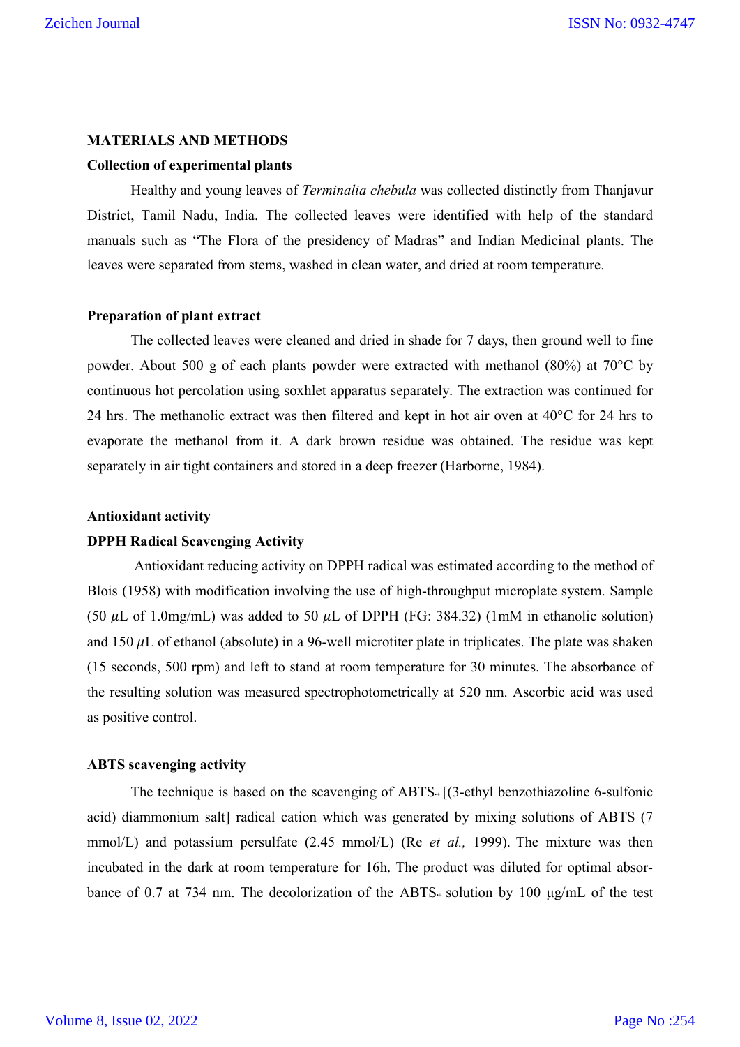## MATERIALS AND METHODS

### Collection of experimental plants

Healthy and young leaves of *Terminalia chebula* was collected distinctly from Thanjavur District, Tamil Nadu, India. The collected leaves were identified with help of the standard manuals such as "The Flora of the presidency of Madras" and Indian Medicinal plants. The leaves were separated from stems, washed in clean water, and dried at room temperature.

### Preparation of plant extract

The collected leaves were cleaned and dried in shade for 7 days, then ground well to fine powder. About 500 g of each plants powder were extracted with methanol (80%) at 70°C by continuous hot percolation using soxhlet apparatus separately. The extraction was continued for 24 hrs. The methanolic extract was then filtered and kept in hot air oven at 40°C for 24 hrs to evaporate the methanol from it. A dark brown residue was obtained. The residue was kept separately in air tight containers and stored in a deep freezer (Harborne, 1984).

### Antioxidant activity

### DPPH Radical Scavenging Activity

Antioxidant reducing activity on DPPH radical was estimated according to the method of Blois (1958) with modification involving the use of high-throughput microplate system. Sample (50 $\mu$L of 1.0mg/mL) was added to 50 $\mu$L of DPPH (FG: 384.32) (1mM in ethanolic solution) and 150 $\mu$L of ethanol (absolute) in a 96-well microtiter plate in triplicates. The plate was shaken (15 seconds, 500 rpm) and left to stand at room temperature for 30 minutes. The absorbance of the resulting solution was measured spectrophotometrically at 520 nm. Ascorbic acid was used as positive control.

### ABTS scavenging activity

The technique is based on the scavenging of ABTS$^{\cdot+}$ [(3-ethyl benzothiazoline 6-sulfonic acid) diammonium salt] radical cation which was generated by mixing solutions of ABTS (7 mmol/L) and potassium persulfate (2.45 mmol/L) (Re *et al.,* 1999). The mixture was then incubated in the dark at room temperature for 16h. The product was diluted for optimal absorbance of 0.7 at 734 nm. The decolorization of the ABTS$^{\cdot+}$ solution by 100 μg/mL of the test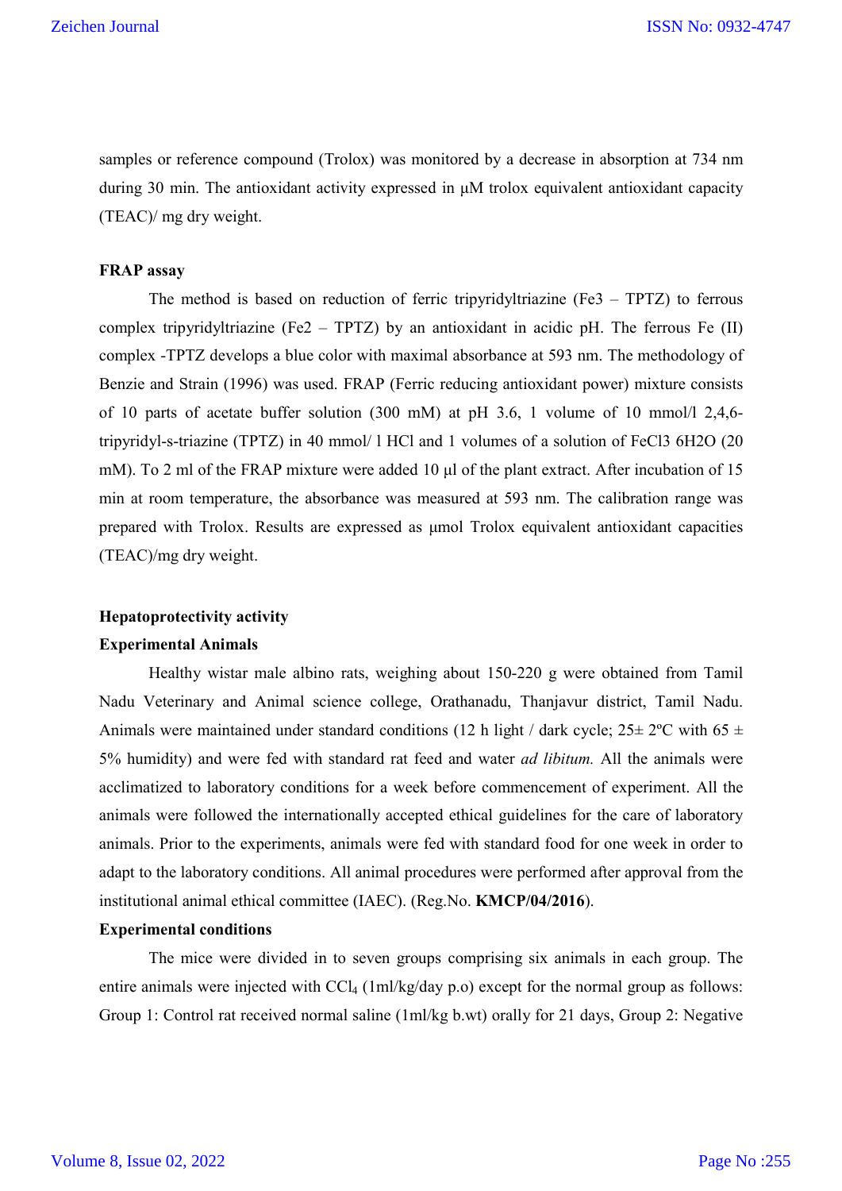samples or reference compound (Trolox) was monitored by a decrease in absorption at 734 nm during 30 min. The antioxidant activity expressed in µM trolox equivalent antioxidant capacity (TEAC)/ mg dry weight.

**FRAP assay**

The method is based on reduction of ferric tripyridyltriazine (Fe3 – TPTZ) to ferrous complex tripyridyltriazine (Fe2 – TPTZ) by an antioxidant in acidic pH. The ferrous Fe (II) complex -TPTZ develops a blue color with maximal absorbance at 593 nm. The methodology of Benzie and Strain (1996) was used. FRAP (Ferric reducing antioxidant power) mixture consists of 10 parts of acetate buffer solution (300 mM) at pH 3.6, 1 volume of 10 mmol/l 2,4,6-tripyridyl-s-triazine (TPTZ) in 40 mmol/ l HCl and 1 volumes of a solution of FeCl3 6H2O (20 mM). To 2 ml of the FRAP mixture were added 10 µl of the plant extract. After incubation of 15 min at room temperature, the absorbance was measured at 593 nm. The calibration range was prepared with Trolox. Results are expressed as µmol Trolox equivalent antioxidant capacities (TEAC)/mg dry weight.

**Hepatoprotectivity activity**

**Experimental Animals**

Healthy wistar male albino rats, weighing about 150-220 g were obtained from Tamil Nadu Veterinary and Animal science college, Orathanadu, Thanjavur district, Tamil Nadu. Animals were maintained under standard conditions (12 h light / dark cycle; 25± 2ºC with 65 ± 5% humidity) and were fed with standard rat feed and water *ad libitum.* All the animals were acclimatized to laboratory conditions for a week before commencement of experiment. All the animals were followed the internationally accepted ethical guidelines for the care of laboratory animals. Prior to the experiments, animals were fed with standard food for one week in order to adapt to the laboratory conditions. All animal procedures were performed after approval from the institutional animal ethical committee (IAEC). (Reg.No. **KMCP/04/2016**).

**Experimental conditions**

The mice were divided in to seven groups comprising six animals in each group. The entire animals were injected with $CCl_4$ (1ml/kg/day p.o) except for the normal group as follows: Group 1: Control rat received normal saline (1ml/kg b.wt) orally for 21 days, Group 2: Negative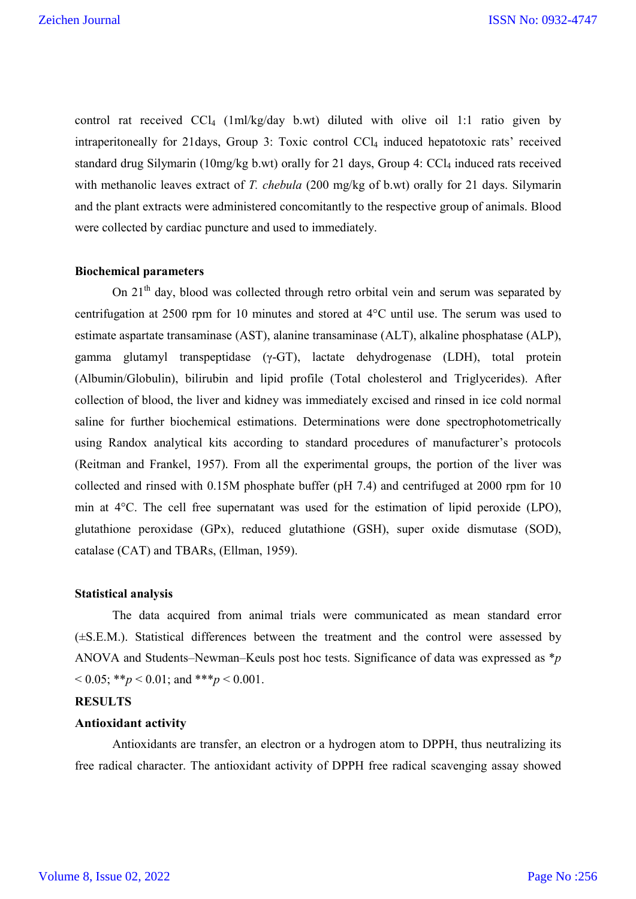control rat received $CCl_4$ (1ml/kg/day b.wt) diluted with olive oil 1:1 ratio given by intraperitoneally for 21days, Group 3: Toxic control $CCl_4$ induced hepatotoxic rats' received standard drug Silymarin (10mg/kg b.wt) orally for 21 days, Group 4: $CCl_4$ induced rats received with methanolic leaves extract of *T. chebula* (200 mg/kg of b.wt) orally for 21 days. Silymarin and the plant extracts were administered concomitantly to the respective group of animals. Blood were collected by cardiac puncture and used to immediately.

**Biochemical parameters**

On 21$^{th}$ day, blood was collected through retro orbital vein and serum was separated by centrifugation at 2500 rpm for 10 minutes and stored at 4°C until use. The serum was used to estimate aspartate transaminase (AST), alanine transaminase (ALT), alkaline phosphatase (ALP), gamma glutamyl transpeptidase (γ-GT), lactate dehydrogenase (LDH), total protein (Albumin/Globulin), bilirubin and lipid profile (Total cholesterol and Triglycerides). After collection of blood, the liver and kidney was immediately excised and rinsed in ice cold normal saline for further biochemical estimations. Determinations were done spectrophotometrically using Randox analytical kits according to standard procedures of manufacturer's protocols (Reitman and Frankel, 1957). From all the experimental groups, the portion of the liver was collected and rinsed with 0.15M phosphate buffer (pH 7.4) and centrifuged at 2000 rpm for 10 min at 4°C. The cell free supernatant was used for the estimation of lipid peroxide (LPO), glutathione peroxidase (GPx), reduced glutathione (GSH), super oxide dismutase (SOD), catalase (CAT) and TBARs, (Ellman, 1959).

**Statistical analysis**

The data acquired from animal trials were communicated as mean standard error (±S.E.M.). Statistical differences between the treatment and the control were assessed by ANOVA and Students–Newman–Keuls post hoc tests. Significance of data was expressed as *$p < 0.05$; **$p < 0.01$; and ***$p < 0.001$.

**RESULTS**

**Antioxidant activity**

Antioxidants are transfer, an electron or a hydrogen atom to DPPH, thus neutralizing its free radical character. The antioxidant activity of DPPH free radical scavenging assay showed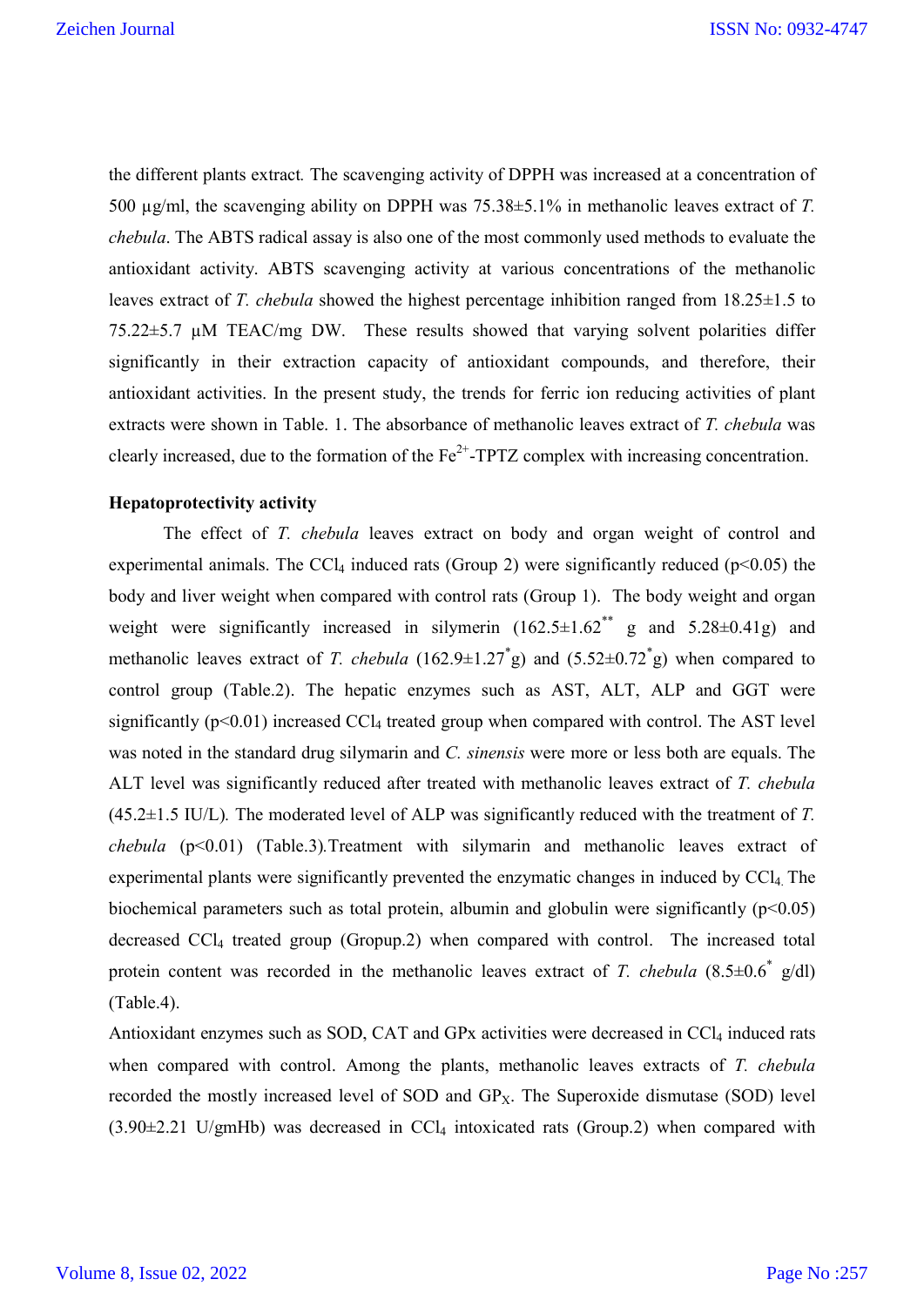the different plants extract*.* The scavenging activity of DPPH was increased at a concentration of 500 µg/ml, the scavenging ability on DPPH was 75.38±5.1% in methanolic leaves extract of *T. chebula*. The ABTS radical assay is also one of the most commonly used methods to evaluate the antioxidant activity. ABTS scavenging activity at various concentrations of the methanolic leaves extract of *T. chebula* showed the highest percentage inhibition ranged from 18.25±1.5 to 75.22±5.7 µM TEAC/mg DW. These results showed that varying solvent polarities differ significantly in their extraction capacity of antioxidant compounds, and therefore, their antioxidant activities. In the present study, the trends for ferric ion reducing activities of plant extracts were shown in Table. 1. The absorbance of methanolic leaves extract of *T. chebula* was clearly increased, due to the formation of the $Fe^{2+}$-TPTZ complex with increasing concentration.

**Hepatoprotectivity activity**

The effect of *T. chebula* leaves extract on body and organ weight of control and experimental animals. The $CCl_4$ induced rats (Group 2) were significantly reduced ($p<0.05$) the body and liver weight when compared with control rats (Group 1). The body weight and organ weight were significantly increased in silymerin (162.5±1.62$^{**}$ g and 5.28±0.41g) and methanolic leaves extract of *T. chebula* (162.9±1.27$^{*}$g) and (5.52±0.72$^{*}$g) when compared to control group (Table.2). The hepatic enzymes such as AST, ALT, ALP and GGT were significantly ($p<0.01$) increased $CCl_4$ treated group when compared with control. The AST level was noted in the standard drug silymarin and *C. sinensis* were more or less both are equals. The ALT level was significantly reduced after treated with methanolic leaves extract of *T. chebula* (45.2±1.5 IU/L)*.* The moderated level of ALP was significantly reduced with the treatment of *T. chebula* ($p<0.01$) (Table.3)*.*Treatment with silymarin and methanolic leaves extract of experimental plants were significantly prevented the enzymatic changes in induced by $CCl_4$. The biochemical parameters such as total protein, albumin and globulin were significantly ($p<0.05$) decreased $CCl_4$ treated group (Gropup.2) when compared with control. The increased total protein content was recorded in the methanolic leaves extract of *T. chebula* (8.5±0.6$^{*}$ g/dl) (Table.4).

Antioxidant enzymes such as SOD, CAT and GPx activities were decreased in $CCl_4$ induced rats when compared with control. Among the plants, methanolic leaves extracts of *T. chebula* recorded the mostly increased level of SOD and $GP_X$. The Superoxide dismutase (SOD) level (3.90±2.21 U/gmHb) was decreased in $CCl_4$ intoxicated rats (Group.2) when compared with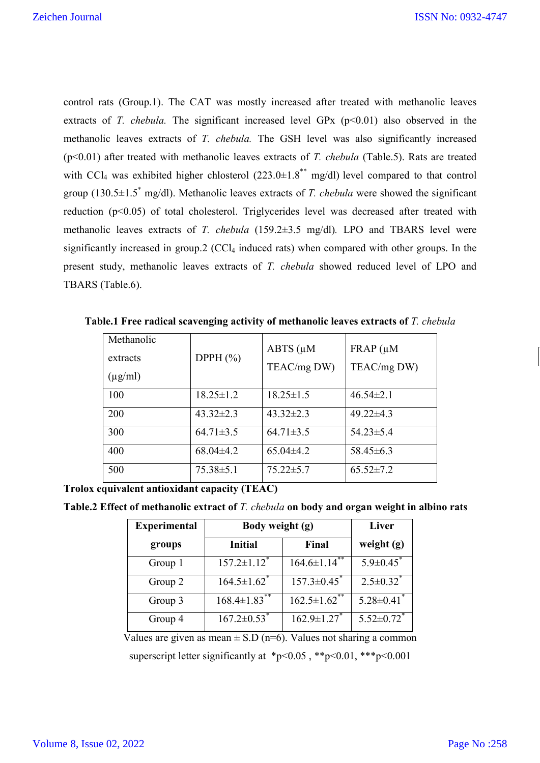control rats (Group.1). The CAT was mostly increased after treated with methanolic leaves extracts of *T. chebula.* The significant increased level GPx ($p<0.01$) also observed in the methanolic leaves extracts of *T. chebula.* The GSH level was also significantly increased ($p<0.01$) after treated with methanolic leaves extracts of *T. chebula* (Table.5). Rats are treated with $CCl_4$ was exhibited higher chlosterol ($223.0\pm1.8^{**}$ mg/dl) level compared to that control group ($130.5\pm1.5^{*}$ mg/dl). Methanolic leaves extracts of *T. chebula* were showed the significant reduction ($p<0.05$) of total cholesterol. Triglycerides level was decreased after treated with methanolic leaves extracts of *T. chebula* (159.2±3.5 mg/dl)*.* LPO and TBARS level were significantly increased in group.2 ($CCl_4$ induced rats) when compared with other groups. In the present study, methanolic leaves extracts of *T. chebula* showed reduced level of LPO and TBARS (Table.6).

**Table.1 Free radical scavenging activity of methanolic leaves extracts of *T. chebula***

| Methanolic extracts (µg/ml) | DPPH (%) | ABTS (µM TEAC/mg DW) | FRAP (µM TEAC/mg DW) |
|---|---|---|---|
| 100 | 18.25±1.2 | 18.25±1.5 | 46.54±2.1 |
| 200 | 43.32±2.3 | 43.32±2.3 | 49.22±4.3 |
| 300 | 64.71±3.5 | 64.71±3.5 | 54.23±5.4 |
| 400 | 68.04±4.2 | 65.04±4.2 | 58.45±6.3 |
| 500 | 75.38±5.1 | 75.22±5.7 | 65.52±7.2 |

**Trolox equivalent antioxidant capacity (TEAC)**

**Table.2 Effect of methanolic extract of *T. chebula* on body and organ weight in albino rats**

| Experimental groups | Body weight (g) | | Liver weight (g) |
|---|---|---|---|
| | Initial | Final | |
| Group 1 | $157.2\pm1.12^{*}$ | $164.6\pm1.14^{**}$ | $5.9\pm0.45^{*}$ |
| Group 2 | $164.5\pm1.62^{*}$ | $157.3\pm0.45^{*}$ | $2.5\pm0.32^{*}$ |
| Group 3 | $168.4\pm1.83^{**}$ | $162.5\pm1.62^{**}$ | $5.28\pm0.41^{*}$ |
| Group 4 | $167.2\pm0.53^{*}$ | $162.9\pm1.27^{*}$ | $5.52\pm0.72^{*}$ |

Values are given as mean ± S.D (n=6). Values not sharing a common superscript letter significantly at $^{*}p<0.05$ , $^{**}p<0.01$, $^{***}p<0.001$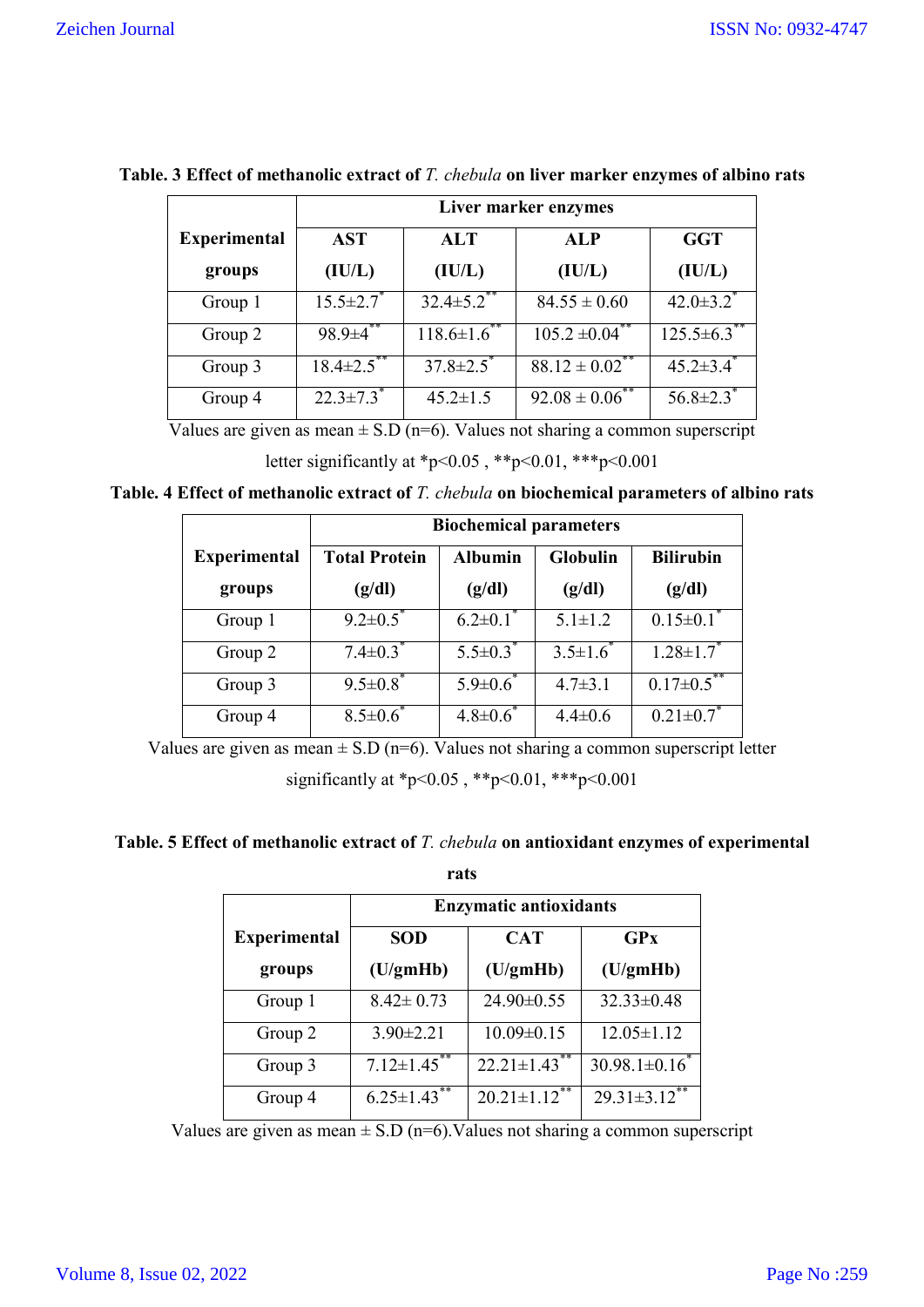**Table. 3 Effect of methanolic extract of *T. chebula* on liver marker enzymes of albino rats**

| Experimental groups | Liver marker enzymes | | | |
|---|---|---|---|---|
| | AST (IU/L) | ALT (IU/L) | ALP (IU/L) | GGT (IU/L) |
| Group 1 | 15.5±2.7* | 32.4±5.2** | 84.55 ± 0.60 | 42.0±3.2* |
| Group 2 | 98.9±4** | 118.6±1.6** | 105.2 ±0.04** | 125.5±6.3** |
| Group 3 | 18.4±2.5** | 37.8±2.5* | 88.12 ± 0.02** | 45.2±3.4* |
| Group 4 | 22.3±7.3* | 45.2±1.5 | 92.08 ± 0.06** | 56.8±2.3* |

Values are given as mean ± S.D (n=6). Values not sharing a common superscript letter significantly at *p<0.05 , **p<0.01, ***p<0.001

**Table. 4 Effect of methanolic extract of *T. chebula* on biochemical parameters of albino rats**

| Experimental groups | Biochemical parameters | | | |
|---|---|---|---|---|
| | Total Protein (g/dl) | Albumin (g/dl) | Globulin (g/dl) | Bilirubin (g/dl) |
| Group 1 | 9.2±0.5* | 6.2±0.1* | 5.1±1.2 | 0.15±0.1* |
| Group 2 | 7.4±0.3* | 5.5±0.3* | 3.5±1.6* | 1.28±1.7* |
| Group 3 | 9.5±0.8* | 5.9±0.6* | 4.7±3.1 | 0.17±0.5** |
| Group 4 | 8.5±0.6* | 4.8±0.6* | 4.4±0.6 | 0.21±0.7* |

Values are given as mean ± S.D (n=6). Values not sharing a common superscript letter significantly at *p<0.05 , **p<0.01, ***p<0.001

**Table. 5 Effect of methanolic extract of *T. chebula* on antioxidant enzymes of experimental rats**

| Experimental groups | Enzymatic antioxidants | | |
|---|---|---|---|
| | SOD (U/gmHb) | CAT (U/gmHb) | GPx (U/gmHb) |
| Group 1 | 8.42± 0.73 | 24.90±0.55 | 32.33±0.48 |
| Group 2 | 3.90±2.21 | 10.09±0.15 | 12.05±1.12 |
| Group 3 | 7.12±1.45** | 22.21±1.43** | 30.98.1±0.16* |
| Group 4 | 6.25±1.43** | 20.21±1.12** | 29.31±3.12** |

Values are given as mean ± S.D (n=6).Values not sharing a common superscript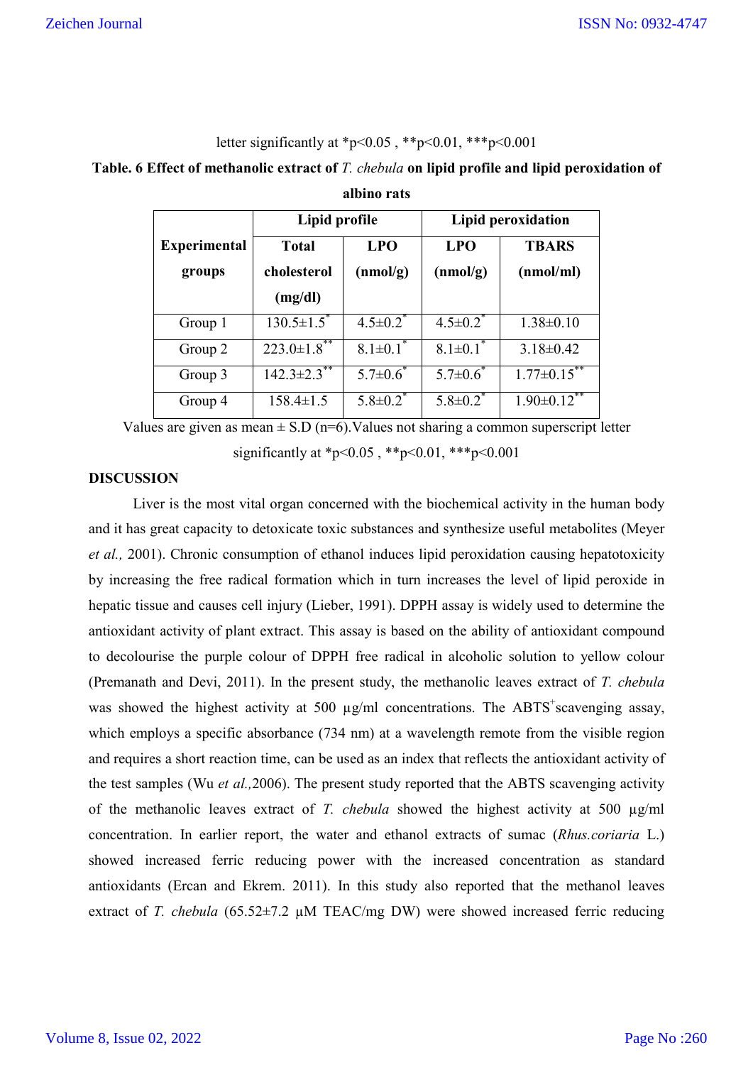letter significantly at *p<0.05 , **p<0.01, ***p<0.001

**Table. 6 Effect of methanolic extract of *T. chebula* on lipid profile and lipid peroxidation of albino rats**

| Experimental groups | Lipid profile | | Lipid peroxidation | |
|---|---|---|---|---|
| | Total cholesterol (mg/dl) | LPO (nmol/g) | LPO (nmol/g) | TBARS (nmol/ml) |
| Group 1 | 130.5±1.5* | 4.5±0.2* | 4.5±0.2* | 1.38±0.10 |
| Group 2 | 223.0±1.8** | 8.1±0.1* | 8.1±0.1* | 3.18±0.42 |
| Group 3 | 142.3±2.3** | 5.7±0.6* | 5.7±0.6* | 1.77±0.15** |
| Group 4 | 158.4±1.5 | 5.8±0.2* | 5.8±0.2* | 1.90±0.12** |

Values are given as mean ± S.D (n=6).Values not sharing a common superscript letter significantly at *p<0.05 , **p<0.01, ***p<0.001

**DISCUSSION**

Liver is the most vital organ concerned with the biochemical activity in the human body and it has great capacity to detoxicate toxic substances and synthesize useful metabolites (Meyer *et al.,* 2001). Chronic consumption of ethanol induces lipid peroxidation causing hepatotoxicity by increasing the free radical formation which in turn increases the level of lipid peroxide in hepatic tissue and causes cell injury (Lieber, 1991). DPPH assay is widely used to determine the antioxidant activity of plant extract. This assay is based on the ability of antioxidant compound to decolourise the purple colour of DPPH free radical in alcoholic solution to yellow colour (Premanath and Devi, 2011). In the present study, the methanolic leaves extract of *T. chebula* was showed the highest activity at 500 µg/ml concentrations. The $ABTS^{+}$scavenging assay, which employs a specific absorbance (734 nm) at a wavelength remote from the visible region and requires a short reaction time, can be used as an index that reflects the antioxidant activity of the test samples (Wu *et al.,*2006). The present study reported that the ABTS scavenging activity of the methanolic leaves extract of *T. chebula* showed the highest activity at 500 µg/ml concentration. In earlier report, the water and ethanol extracts of sumac (*Rhus.coriaria* L.) showed increased ferric reducing power with the increased concentration as standard antioxidants (Ercan and Ekrem. 2011). In this study also reported that the methanol leaves extract of *T. chebula* (65.52±7.2 µM TEAC/mg DW) were showed increased ferric reducing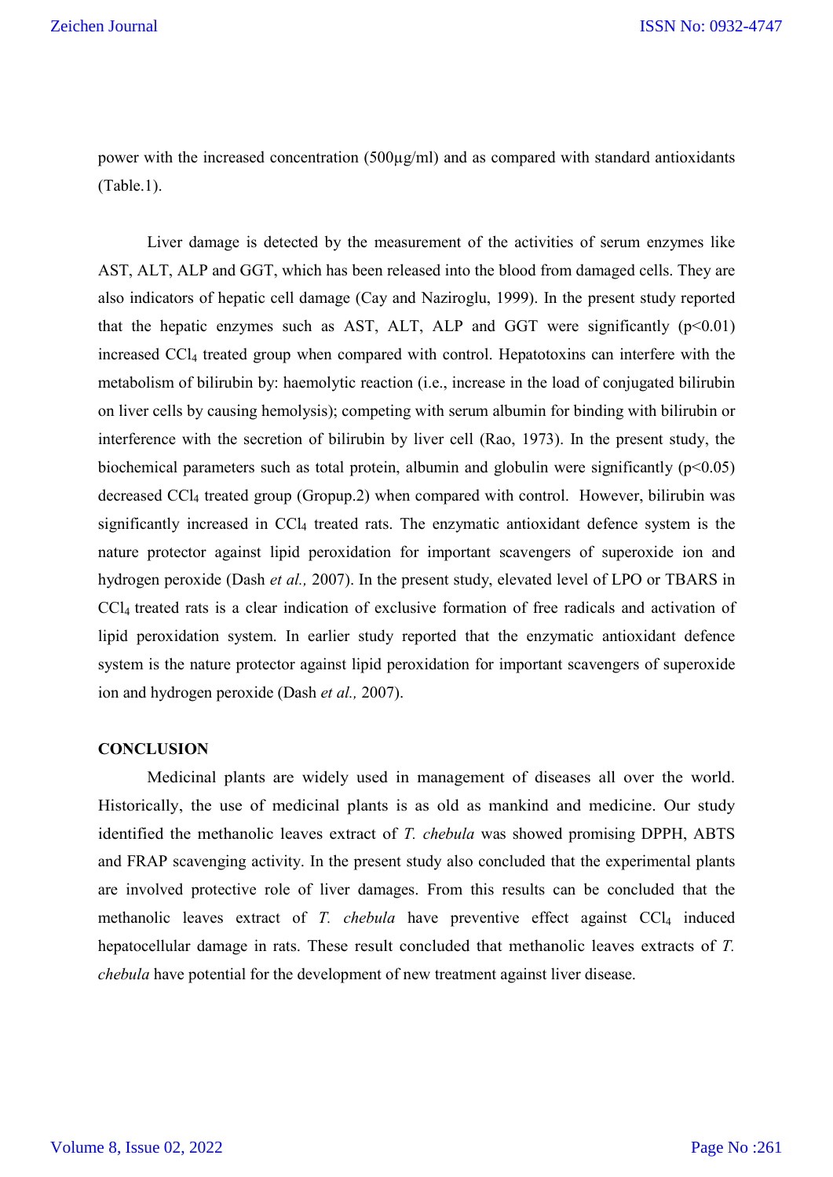power with the increased concentration (500µg/ml) and as compared with standard antioxidants (Table.1).

Liver damage is detected by the measurement of the activities of serum enzymes like AST, ALT, ALP and GGT, which has been released into the blood from damaged cells. They are also indicators of hepatic cell damage (Cay and Naziroglu, 1999). In the present study reported that the hepatic enzymes such as AST, ALT, ALP and GGT were significantly ($p<0.01$) increased $CCl_4$ treated group when compared with control. Hepatotoxins can interfere with the metabolism of bilirubin by: haemolytic reaction (i.e., increase in the load of conjugated bilirubin on liver cells by causing hemolysis); competing with serum albumin for binding with bilirubin or interference with the secretion of bilirubin by liver cell (Rao, 1973). In the present study, the biochemical parameters such as total protein, albumin and globulin were significantly ($p<0.05$) decreased $CCl_4$ treated group (Gropup.2) when compared with control. However, bilirubin was significantly increased in $CCl_4$ treated rats. The enzymatic antioxidant defence system is the nature protector against lipid peroxidation for important scavengers of superoxide ion and hydrogen peroxide (Dash *et al.,* 2007). In the present study, elevated level of LPO or TBARS in $CCl_4$ treated rats is a clear indication of exclusive formation of free radicals and activation of lipid peroxidation system. In earlier study reported that the enzymatic antioxidant defence system is the nature protector against lipid peroxidation for important scavengers of superoxide ion and hydrogen peroxide (Dash *et al.,* 2007).

## CONCLUSION

Medicinal plants are widely used in management of diseases all over the world. Historically, the use of medicinal plants is as old as mankind and medicine. Our study identified the methanolic leaves extract of *T. chebula* was showed promising DPPH, ABTS and FRAP scavenging activity. In the present study also concluded that the experimental plants are involved protective role of liver damages. From this results can be concluded that the methanolic leaves extract of *T. chebula* have preventive effect against $CCl_4$ induced hepatocellular damage in rats. These result concluded that methanolic leaves extracts of *T. chebula* have potential for the development of new treatment against liver disease.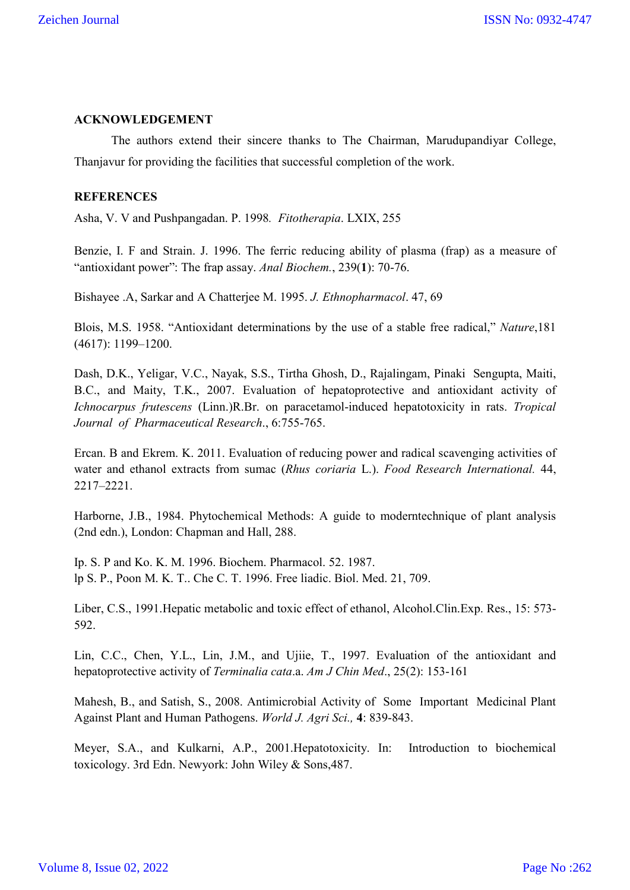## ACKNOWLEDGEMENT

The authors extend their sincere thanks to The Chairman, Marudupandiyar College, Thanjavur for providing the facilities that successful completion of the work.

## REFERENCES

Asha, V. V and Pushpangadan. P. 1998*. Fitotherapia*. LXIX, 255

Benzie, I. F and Strain. J. 1996. The ferric reducing ability of plasma (frap) as a measure of "antioxidant power": The frap assay. *Anal Biochem.*, 239(**1**): 70-76.

Bishayee .A, Sarkar and A Chatterjee M. 1995. *J. Ethnopharmacol*. 47, 69

Blois, M.S. 1958. "Antioxidant determinations by the use of a stable free radical," *Nature*,181 (4617): 1199–1200.

Dash, D.K., Yeligar, V.C., Nayak, S.S., Tirtha Ghosh, D., Rajalingam, Pinaki Sengupta, Maiti, B.C., and Maity, T.K., 2007. Evaluation of hepatoprotective and antioxidant activity of *Ichnocarpus frutescens* (Linn.)R.Br. on paracetamol-induced hepatotoxicity in rats. *Tropical Journal of Pharmaceutical Research*., 6:755-765.

Ercan. B and Ekrem. K. 2011. Evaluation of reducing power and radical scavenging activities of water and ethanol extracts from sumac (*Rhus coriaria* L.). *Food Research International.* 44, 2217–2221.

Harborne, J.B., 1984. Phytochemical Methods: A guide to moderntechnique of plant analysis (2nd edn.), London: Chapman and Hall, 288.

Ip. S. P and Ko. K. M. 1996. Biochem. Pharmacol. 52. 1987.
lp S. P., Poon M. K. T.. Che C. T. 1996. Free liadic. Biol. Med. 21, 709.

Liber, C.S., 1991.Hepatic metabolic and toxic effect of ethanol, Alcohol.Clin.Exp. Res., 15: 573-592.

Lin, C.C., Chen, Y.L., Lin, J.M., and Ujiie, T., 1997. Evaluation of the antioxidant and hepatoprotective activity of *Terminalia cata*.a. *Am J Chin Med*., 25(2): 153-161

Mahesh, B., and Satish, S., 2008. Antimicrobial Activity of Some Important Medicinal Plant Against Plant and Human Pathogens. *World J. Agri Sci.,* **4**: 839-843.

Meyer, S.A., and Kulkarni, A.P., 2001.Hepatotoxicity. In: Introduction to biochemical toxicology. 3rd Edn. Newyork: John Wiley & Sons,487.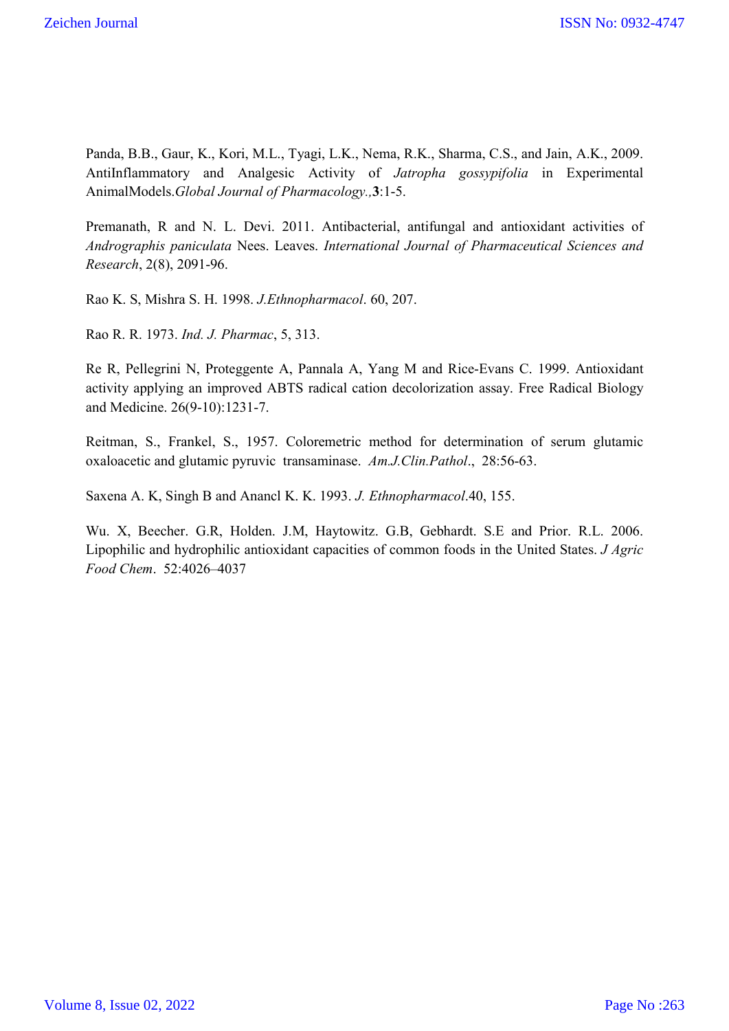Panda, B.B., Gaur, K., Kori, M.L., Tyagi, L.K., Nema, R.K., Sharma, C.S., and Jain, A.K., 2009. AntiInflammatory and Analgesic Activity of *Jatropha gossypifolia* in Experimental AnimalModels.*Global Journal of Pharmacology.,***3**:1-5.

Premanath, R and N. L. Devi. 2011. Antibacterial, antifungal and antioxidant activities of *Andrographis paniculata* Nees. Leaves. *International Journal of Pharmaceutical Sciences and Research*, 2(8), 2091-96.

Rao K. S, Mishra S. H. 1998. *J.Ethnopharmacol*. 60, 207.

Rao R. R. 1973. *Ind. J. Pharmac*, 5, 313.

Re R, Pellegrini N, Proteggente A, Pannala A, Yang M and Rice-Evans C. 1999. Antioxidant activity applying an improved ABTS radical cation decolorization assay. Free Radical Biology and Medicine. 26(9-10):1231-7.

Reitman, S., Frankel, S., 1957. Coloremetric method for determination of serum glutamic oxaloacetic and glutamic pyruvic transaminase. *Am.J.Clin.Pathol*., 28:56-63.

Saxena A. K, Singh B and Anancl K. K. 1993. *J. Ethnopharmacol*.40, 155.

Wu. X, Beecher. G.R, Holden. J.M, Haytowitz. G.B, Gebhardt. S.E and Prior. R.L. 2006. Lipophilic and hydrophilic antioxidant capacities of common foods in the United States. *J Agric Food Chem*. 52:4026–4037